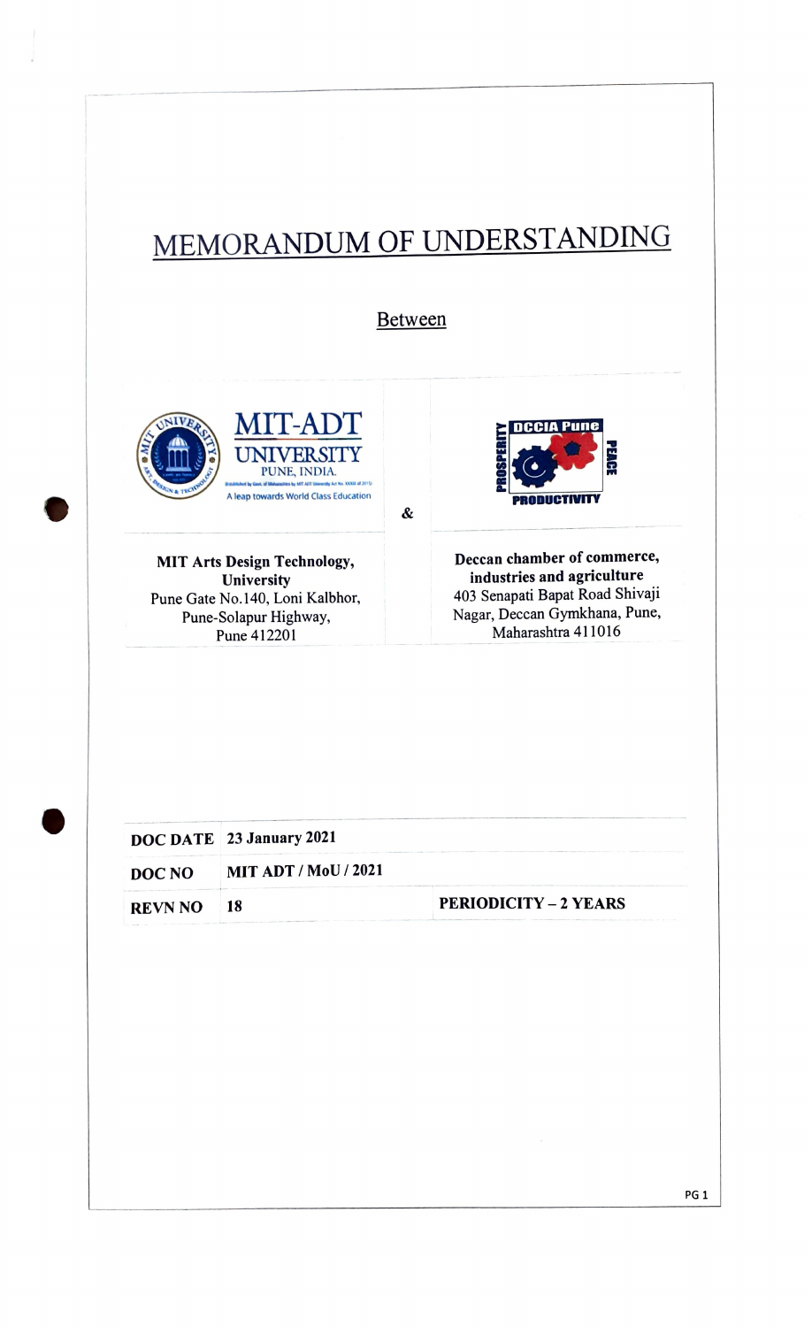# MEMORANDUM OF UNDERSTANDING

Between

| MIT-ADT UNIVERSITY PUNE, INDIA. A leap towards World Class Education | & | DCCIA Pune PROSPERITY PEACE PRODUCTIVITY |
|---|---|---|
| **MIT Arts Design Technology, University** Pune Gate No.140, Loni Kalbhor, Pune-Solapur Highway, Pune 412201 | | **Deccan chamber of commerce, industries and agriculture** 403 Senapati Bapat Road Shivaji Nagar, Deccan Gymkhana, Pune, Maharashtra 411016 |

| **DOC DATE** | **23 January 2021** | |
|---|---|---|
| **DOC NO** | **MIT ADT / MoU / 2021** | |
| **REVN NO** | **18** | **PERIODICITY – 2 YEARS** |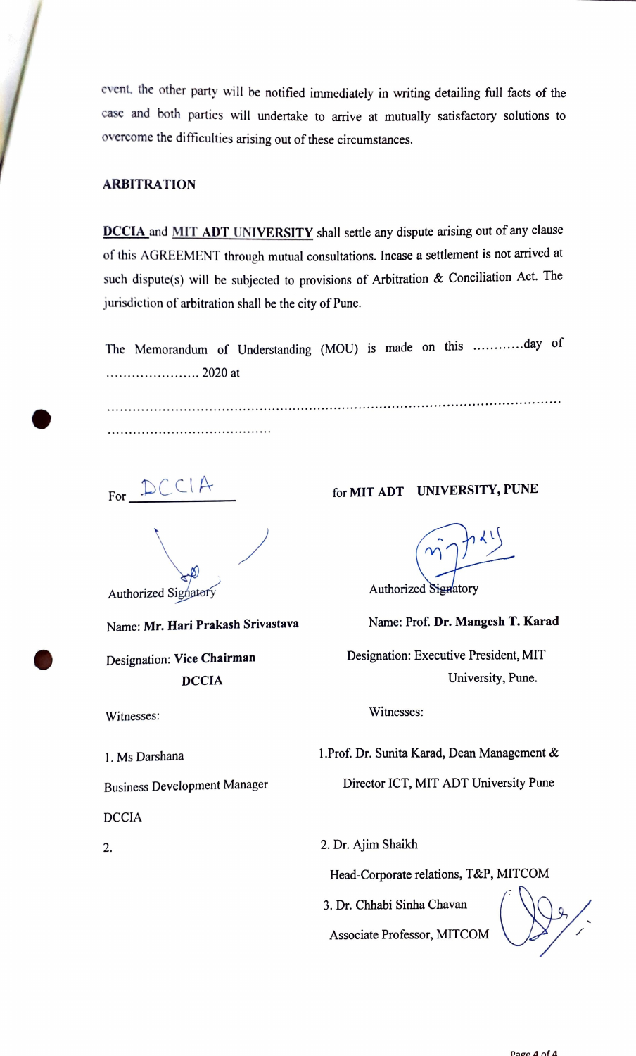event, the other party will be notified immediately in writing detailing full facts of the case and both parties will undertake to arrive at mutually satisfactory solutions to overcome the difficulties arising out of these circumstances.

**ARBITRATION**

**DCCIA** and **MIT ADT UNIVERSITY** shall settle any dispute arising out of any clause of this AGREEMENT through mutual consultations. Incase a settlement is not arrived at such dispute(s) will be subjected to provisions of Arbitration & Conciliation Act. The jurisdiction of arbitration shall be the city of Pune.

The Memorandum of Understanding (MOU) is made on this ............day of ...................... 2020 at

..............................................................................................................

......................................

For DCCIA

Authorized Signatory

Name: **Mr. Hari Prakash Srivastava**

Designation: **Vice Chairman DCCIA**

Witnesses:

1. Ms Darshana
Business Development Manager
DCCIA

2.

for **MIT ADT UNIVERSITY, PUNE**

Authorized Signatory

Name: Prof. **Dr. Mangesh T. Karad**

Designation: Executive President, MIT University, Pune.

Witnesses:

1. Prof. Dr. Sunita Karad, Dean Management & Director ICT, MIT ADT University Pune

2. Dr. Ajim Shaikh
Head-Corporate relations, T&P, MITCOM

3. Dr. Chhabi Sinha Chavan
Associate Professor, MITCOM